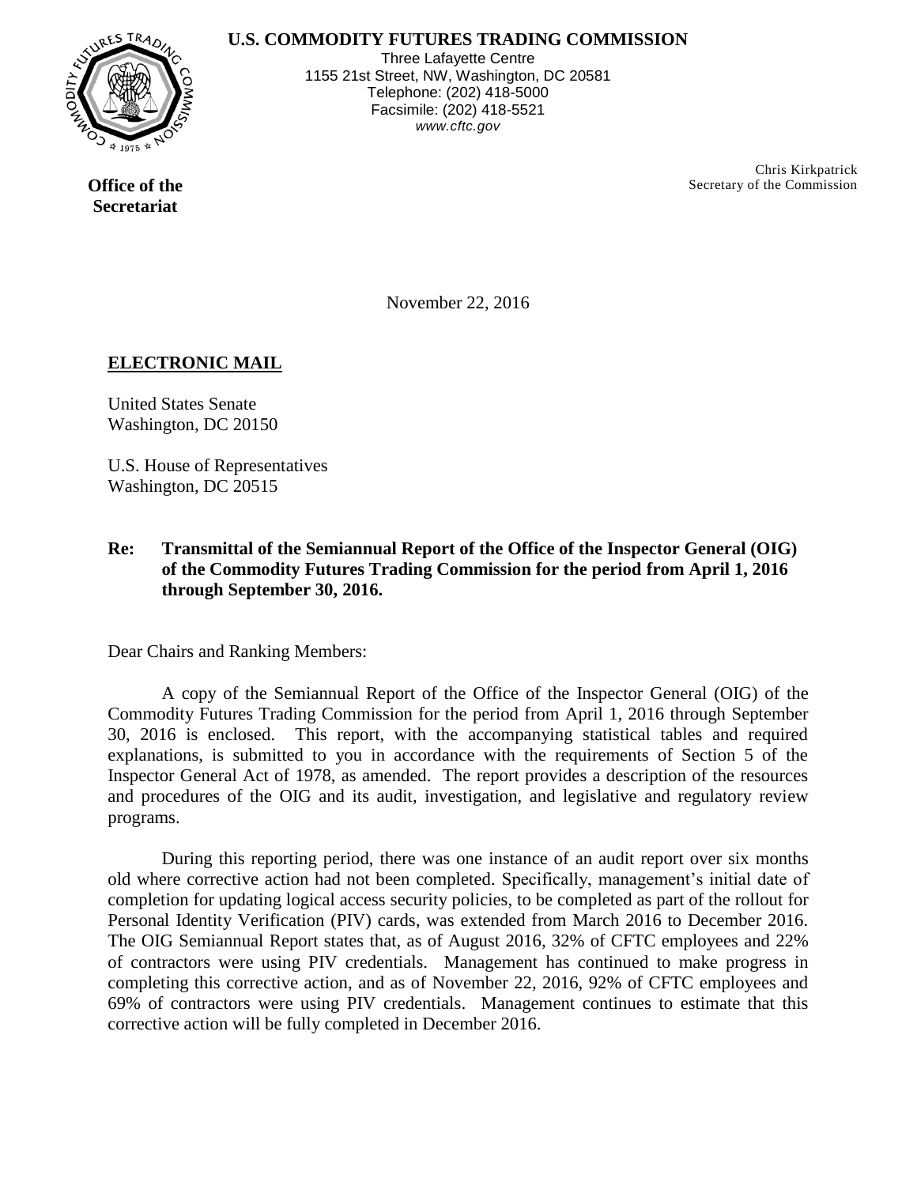**U.S. COMMODITY FUTURES TRADING COMMISSION**

Three Lafayette Centre
1155 21st Street, NW, Washington, DC 20581
Telephone: (202) 418-5000
Facsimile: (202) 418-5521
*www.cftc.gov*

**Office of the Secretariat**

Chris Kirkpatrick
Secretary of the Commission

November 22, 2016

**ELECTRONIC MAIL**

United States Senate
Washington, DC 20150

U.S. House of Representatives
Washington, DC 20515

**Re: Transmittal of the Semiannual Report of the Office of the Inspector General (OIG) of the Commodity Futures Trading Commission for the period from April 1, 2016 through September 30, 2016.**

Dear Chairs and Ranking Members:

A copy of the Semiannual Report of the Office of the Inspector General (OIG) of the Commodity Futures Trading Commission for the period from April 1, 2016 through September 30, 2016 is enclosed. This report, with the accompanying statistical tables and required explanations, is submitted to you in accordance with the requirements of Section 5 of the Inspector General Act of 1978, as amended. The report provides a description of the resources and procedures of the OIG and its audit, investigation, and legislative and regulatory review programs.

During this reporting period, there was one instance of an audit report over six months old where corrective action had not been completed. Specifically, management's initial date of completion for updating logical access security policies, to be completed as part of the rollout for Personal Identity Verification (PIV) cards, was extended from March 2016 to December 2016. The OIG Semiannual Report states that, as of August 2016, 32% of CFTC employees and 22% of contractors were using PIV credentials. Management has continued to make progress in completing this corrective action, and as of November 22, 2016, 92% of CFTC employees and 69% of contractors were using PIV credentials. Management continues to estimate that this corrective action will be fully completed in December 2016.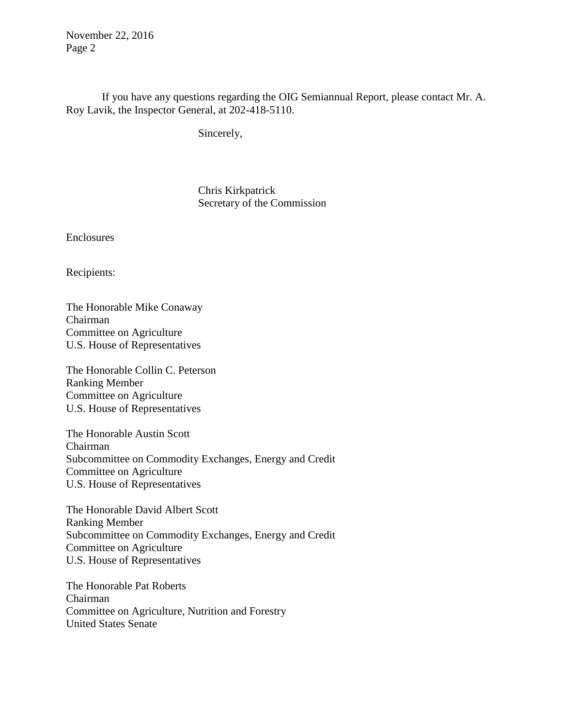If you have any questions regarding the OIG Semiannual Report, please contact Mr. A. Roy Lavik, the Inspector General, at 202-418-5110.

Sincerely,

Chris Kirkpatrick
Secretary of the Commission

Enclosures

Recipients:

The Honorable Mike Conaway
Chairman
Committee on Agriculture
U.S. House of Representatives

The Honorable Collin C. Peterson
Ranking Member
Committee on Agriculture
U.S. House of Representatives

The Honorable Austin Scott
Chairman
Subcommittee on Commodity Exchanges, Energy and Credit
Committee on Agriculture
U.S. House of Representatives

The Honorable David Albert Scott
Ranking Member
Subcommittee on Commodity Exchanges, Energy and Credit
Committee on Agriculture
U.S. House of Representatives

The Honorable Pat Roberts
Chairman
Committee on Agriculture, Nutrition and Forestry
United States Senate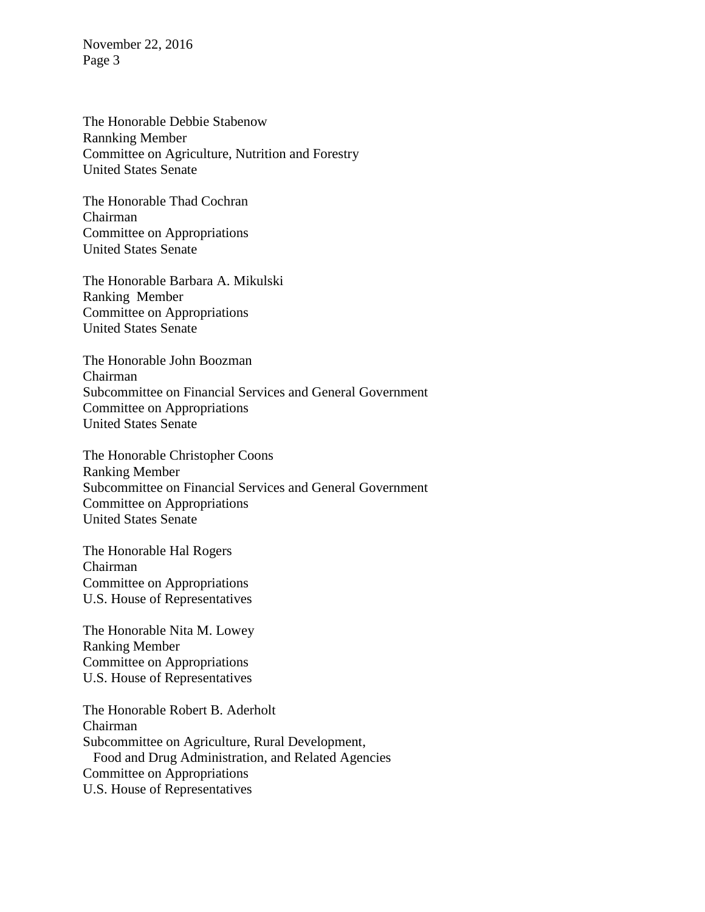The Honorable Debbie Stabenow
Rannking Member
Committee on Agriculture, Nutrition and Forestry
United States Senate

The Honorable Thad Cochran
Chairman
Committee on Appropriations
United States Senate

The Honorable Barbara A. Mikulski
Ranking Member
Committee on Appropriations
United States Senate

The Honorable John Boozman
Chairman
Subcommittee on Financial Services and General Government
Committee on Appropriations
United States Senate

The Honorable Christopher Coons
Ranking Member
Subcommittee on Financial Services and General Government
Committee on Appropriations
United States Senate

The Honorable Hal Rogers
Chairman
Committee on Appropriations
U.S. House of Representatives

The Honorable Nita M. Lowey
Ranking Member
Committee on Appropriations
U.S. House of Representatives

The Honorable Robert B. Aderholt
Chairman
Subcommittee on Agriculture, Rural Development,
Food and Drug Administration, and Related Agencies
Committee on Appropriations
U.S. House of Representatives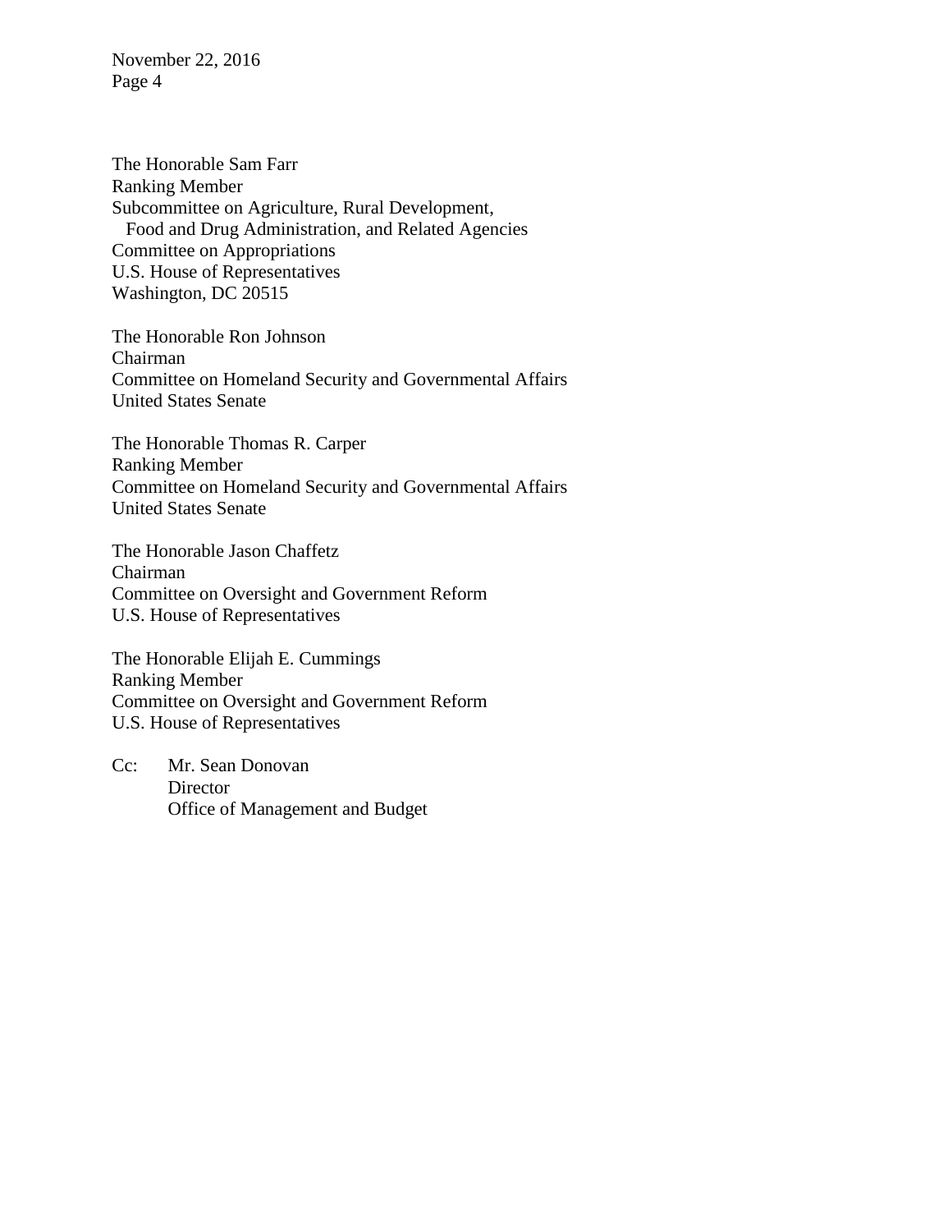The Honorable Sam Farr
Ranking Member
Subcommittee on Agriculture, Rural Development,
Food and Drug Administration, and Related Agencies
Committee on Appropriations
U.S. House of Representatives
Washington, DC 20515

The Honorable Ron Johnson
Chairman
Committee on Homeland Security and Governmental Affairs
United States Senate

The Honorable Thomas R. Carper
Ranking Member
Committee on Homeland Security and Governmental Affairs
United States Senate

The Honorable Jason Chaffetz
Chairman
Committee on Oversight and Government Reform
U.S. House of Representatives

The Honorable Elijah E. Cummings
Ranking Member
Committee on Oversight and Government Reform
U.S. House of Representatives

Cc: Mr. Sean Donovan
Director
Office of Management and Budget